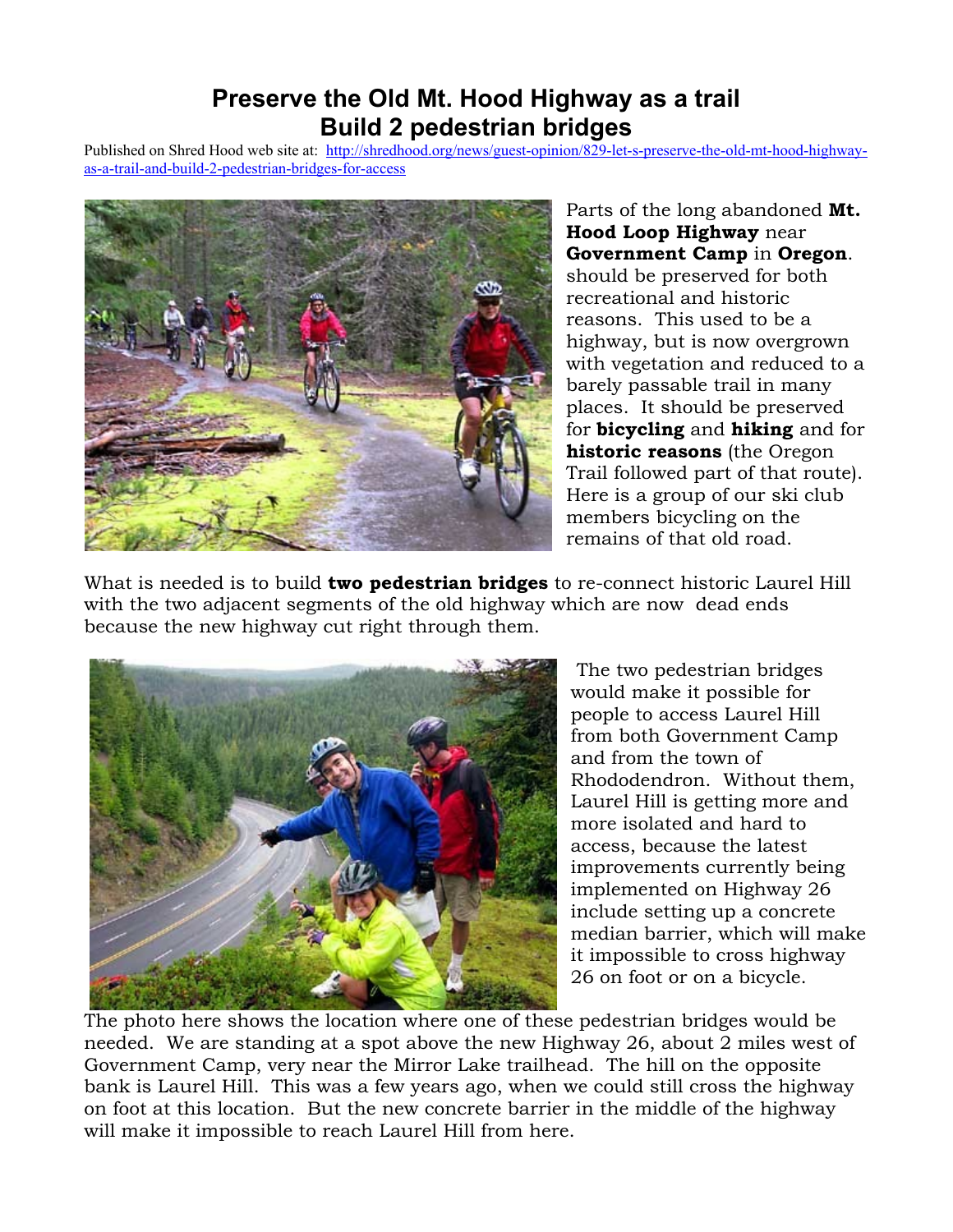# Preserve the Old Mt. Hood Highway as a trail
# Build 2 pedestrian bridges

Published on Shred Hood web site at: [http://shredhood.org/news/guest-opinion/829-let-s-preserve-the-old-mt-hood-highway-as-a-trail-and-build-2-pedestrian-bridges-for-access](http://shredhood.org/news/guest-opinion/829-let-s-preserve-the-old-mt-hood-highway-as-a-trail-and-build-2-pedestrian-bridges-for-access)

Parts of the long abandoned **Mt. Hood Loop Highway** near **Government Camp** in **Oregon**. should be preserved for both recreational and historic reasons. This used to be a highway, but is now overgrown with vegetation and reduced to a barely passable trail in many places. It should be preserved for **bicycling** and **hiking** and for **historic reasons** (the Oregon Trail followed part of that route). Here is a group of our ski club members bicycling on the remains of that old road.

What is needed is to build **two pedestrian bridges** to re-connect historic Laurel Hill with the two adjacent segments of the old highway which are now dead ends because the new highway cut right through them.

The two pedestrian bridges would make it possible for people to access Laurel Hill from both Government Camp and from the town of Rhododendron. Without them, Laurel Hill is getting more and more isolated and hard to access, because the latest improvements currently being implemented on Highway 26 include setting up a concrete median barrier, which will make it impossible to cross highway 26 on foot or on a bicycle.

The photo here shows the location where one of these pedestrian bridges would be needed. We are standing at a spot above the new Highway 26, about 2 miles west of Government Camp, very near the Mirror Lake trailhead. The hill on the opposite bank is Laurel Hill. This was a few years ago, when we could still cross the highway on foot at this location. But the new concrete barrier in the middle of the highway will make it impossible to reach Laurel Hill from here.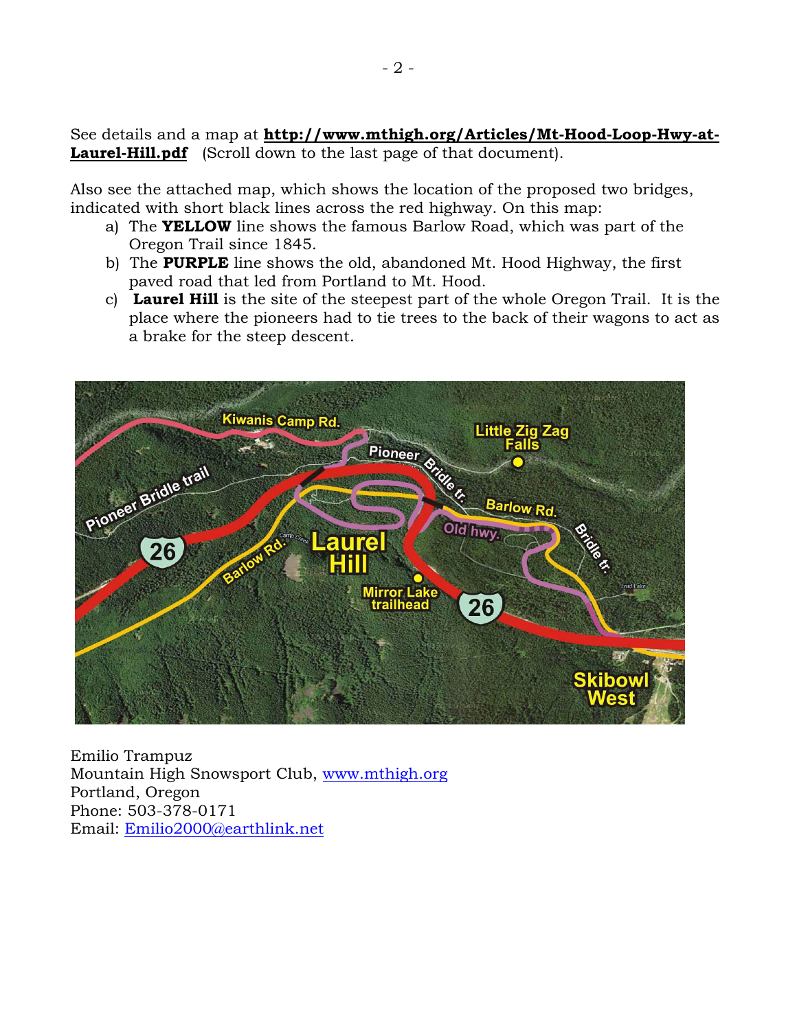See details and a map at **http://www.mthigh.org/Articles/Mt-Hood-Loop-Hwy-at-Laurel-Hill.pdf** (Scroll down to the last page of that document).

Also see the attached map, which shows the location of the proposed two bridges, indicated with short black lines across the red highway. On this map:

a) The **YELLOW** line shows the famous Barlow Road, which was part of the Oregon Trail since 1845.
b) The **PURPLE** line shows the old, abandoned Mt. Hood Highway, the first paved road that led from Portland to Mt. Hood.
c) **Laurel Hill** is the site of the steepest part of the whole Oregon Trail. It is the place where the pioneers had to tie trees to the back of their wagons to act as a brake for the steep descent.

Kiwanis Camp Rd.
Little Zig Zag Falls
Pioneer Bridle trail
Pioneer Bridle tr.
Barlow Rd.
Old hwy.
Bridle tr.
26
Barlow Rd.
Laurel Hill
Mirror Lake trailhead
26
Skibowl West

Emilio Trampuz
Mountain High Snowsport Club, www.mthigh.org
Portland, Oregon
Phone: 503-378-0171
Email: Emilio2000@earthlink.net